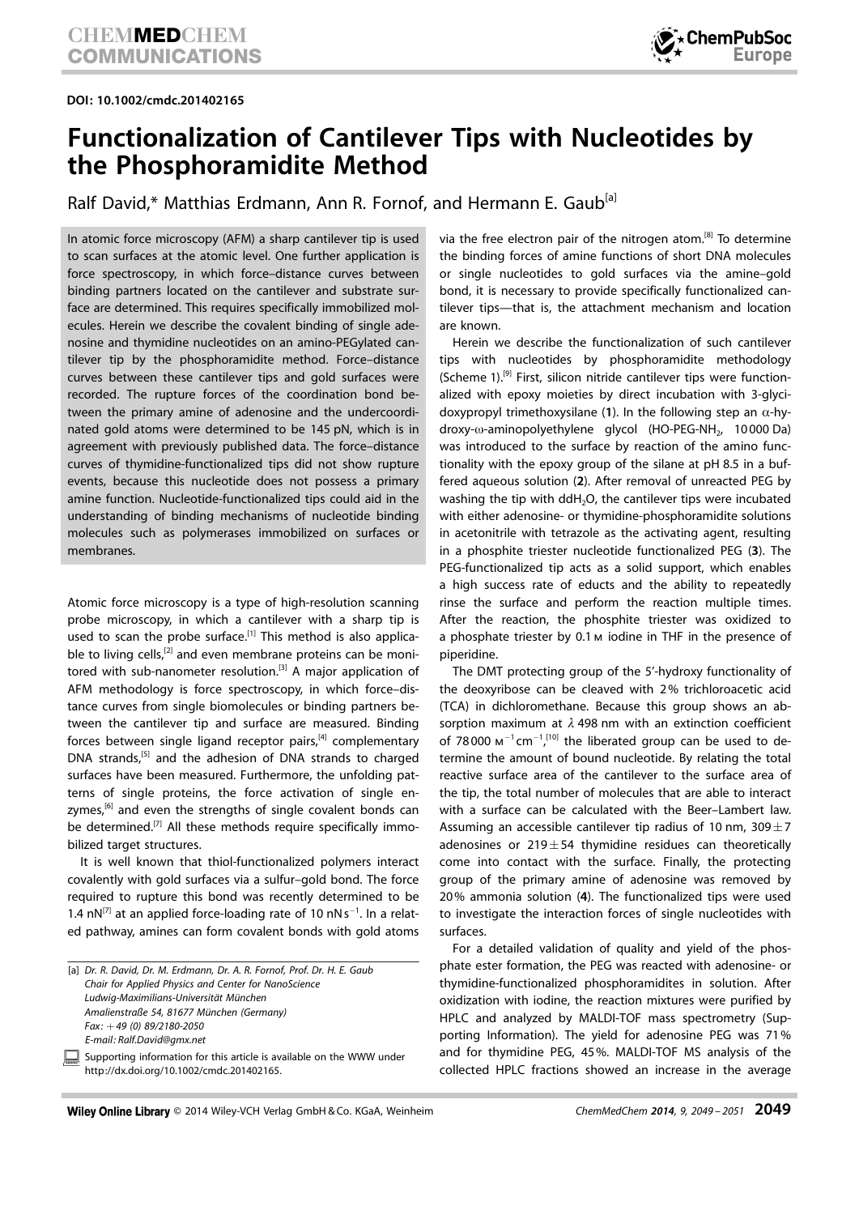DOI: 10.1002/cmdc.201402165

# Functionalization of Cantilever Tips with Nucleotides by the Phosphoramidite Method

Ralf David,* Matthias Erdmann, Ann R. Fornof, and Hermann E. Gaub[a]

In atomic force microscopy (AFM) a sharp cantilever tip is used to scan surfaces at the atomic level. One further application is force spectroscopy, in which force–distance curves between binding partners located on the cantilever and substrate surface are determined. This requires specifically immobilized molecules. Herein we describe the covalent binding of single adenosine and thymidine nucleotides on an amino-PEGylated cantilever tip by the phosphoramidite method. Force–distance curves between these cantilever tips and gold surfaces were recorded. The rupture forces of the coordination bond between the primary amine of adenosine and the undercoordinated gold atoms were determined to be 145 pN, which is in agreement with previously published data. The force–distance curves of thymidine-functionalized tips did not show rupture events, because this nucleotide does not possess a primary amine function. Nucleotide-functionalized tips could aid in the understanding of binding mechanisms of nucleotide binding molecules such as polymerases immobilized on surfaces or membranes.

Atomic force microscopy is a type of high-resolution scanning probe microscopy, in which a cantilever with a sharp tip is used to scan the probe surface.[1] This method is also applicable to living cells,[2] and even membrane proteins can be monitored with sub-nanometer resolution.[3] A major application of AFM methodology is force spectroscopy, in which force–distance curves from single biomolecules or binding partners between the cantilever tip and surface are measured. Binding forces between single ligand receptor pairs,[4] complementary DNA strands,[5] and the adhesion of DNA strands to charged surfaces have been measured. Furthermore, the unfolding patterns of single proteins, the force activation of single enzymes,[6] and even the strengths of single covalent bonds can be determined.[7] All these methods require specifically immobilized target structures.

It is well known that thiol-functionalized polymers interact covalently with gold surfaces via a sulfur–gold bond. The force required to rupture this bond was recently determined to be 1.4 nN[7] at an applied force-loading rate of 10 $nN\,s^{-1}$. In a related pathway, amines can form covalent bonds with gold atoms via the free electron pair of the nitrogen atom.[8] To determine the binding forces of amine functions of short DNA molecules or single nucleotides to gold surfaces via the amine–gold bond, it is necessary to provide specifically functionalized cantilever tips—that is, the attachment mechanism and location are known.

Herein we describe the functionalization of such cantilever tips with nucleotides by phosphoramidite methodology (Scheme 1).[9] First, silicon nitride cantilever tips were functionalized with epoxy moieties by direct incubation with 3-glycidoxypropyl trimethoxysilane (**1**). In the following step an α-hydroxy-ω-aminopolyethylene glycol (HO-PEG-$NH_2$, 10 000 Da) was introduced to the surface by reaction of the amino functionality with the epoxy group of the silane at pH 8.5 in a buffered aqueous solution (**2**). After removal of unreacted PEG by washing the tip with dd$H_2O$, the cantilever tips were incubated with either adenosine- or thymidine-phosphoramidite solutions in acetonitrile with tetrazole as the activating agent, resulting in a phosphite triester nucleotide functionalized PEG (**3**). The PEG-functionalized tip acts as a solid support, which enables a high success rate of educts and the ability to repeatedly rinse the surface and perform the reaction multiple times. After the reaction, the phosphite triester was oxidized to a phosphate triester by 0.1 M iodine in THF in the presence of piperidine.

The DMT protecting group of the 5′-hydroxy functionality of the deoxyribose can be cleaved with 2% trichloroacetic acid (TCA) in dichloromethane. Because this group shows an absorption maximum at λ 498 nm with an extinction coefficient of 78 000 $M^{-1}\,cm^{-1}$,[10] the liberated group can be used to determine the amount of bound nucleotide. By relating the total reactive surface area of the cantilever to the surface area of the tip, the total number of molecules that are able to interact with a surface can be calculated with the Beer–Lambert law. Assuming an accessible cantilever tip radius of 10 nm, $309 \pm 7$ adenosines or $219 \pm 54$ thymidine residues can theoretically come into contact with the surface. Finally, the protecting group of the primary amine of adenosine was removed by 20% ammonia solution (**4**). The functionalized tips were used to investigate the interaction forces of single nucleotides with surfaces.

For a detailed validation of quality and yield of the phosphate ester formation, the PEG was reacted with adenosine- or thymidine-functionalized phosphoramidites in solution. After oxidization with iodine, the reaction mixtures were purified by HPLC and analyzed by MALDI-TOF mass spectrometry (Supporting Information). The yield for adenosine PEG was 71% and for thymidine PEG, 45%. MALDI-TOF MS analysis of the collected HPLC fractions showed an increase in the average

[a] Dr. R. David, Dr. M. Erdmann, Dr. A. R. Fornof, Prof. Dr. H. E. Gaub
Chair for Applied Physics and Center for NanoScience
Ludwig-Maximilians-Universität München
Amalienstraße 54, 81677 München (Germany)
Fax: +49 (0) 89/2180-2050
E-mail: Ralf.David@gmx.net

Supporting information for this article is available on the WWW under http://dx.doi.org/10.1002/cmdc.201402165.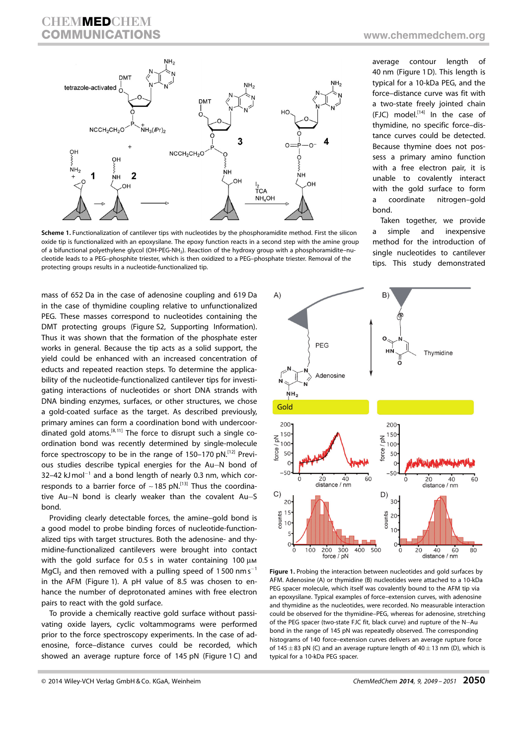**Scheme 1.** Functionalization of cantilever tips with nucleotides by the phosphoramidite method. First the silicon oxide tip is functionalized with an epoxysilane. The epoxy function reacts in a second step with the amine group of a bifunctional polyethylene glycol (OH-PEG-NH$_2$). Reaction of the hydroxy group with a phosphoramidite–nucleotide leads to a PEG–phosphite triester, which is then oxidized to a PEG–phosphate triester. Removal of the protecting groups results in a nucleotide-functionalized tip.

average contour length of 40 nm (Figure 1 D). This length is typical for a 10-kDa PEG, and the force–distance curve was fit with a two-state freely jointed chain (FJC) model.[14] In the case of thymidine, no specific force–distance curves could be detected. Because thymine does not possess a primary amino function with a free electron pair, it is unable to covalently interact with the gold surface to form a coordinate nitrogen–gold bond.

Taken together, we provide a simple and inexpensive method for the introduction of single nucleotides to cantilever tips. This study demonstrated

mass of 652 Da in the case of adenosine coupling and 619 Da in the case of thymidine coupling relative to unfunctionalized PEG. These masses correspond to nucleotides containing the DMT protecting groups (Figure S2, Supporting Information). Thus it was shown that the formation of the phosphate ester works in general. Because the tip acts as a solid support, the yield could be enhanced with an increased concentration of educts and repeated reaction steps. To determine the applicability of the nucleotide-functionalized cantilever tips for investigating interactions of nucleotides or short DNA strands with DNA binding enzymes, surfaces, or other structures, we chose a gold-coated surface as the target. As described previously, primary amines can form a coordination bond with undercoordinated gold atoms.[8,11] The force to disrupt such a single coordination bond was recently determined by single-molecule force spectroscopy to be in the range of 150–170 pN.[12] Previous studies describe typical energies for the Au–N bond of 32–42 kJ mol$^{-1}$ and a bond length of nearly 0.3 nm, which corresponds to a barrier force of ~185 pN.[13] Thus the coordinative Au–N bond is clearly weaker than the covalent Au–S bond.

Providing clearly detectable forces, the amine–gold bond is a good model to probe binding forces of nucleotide-functionalized tips with target structures. Both the adenosine- and thymidine-functionalized cantilevers were brought into contact with the gold surface for 0.5 s in water containing 100 μM $MgCl_2$ and then removed with a pulling speed of 1 500 nm s$^{-1}$ in the AFM (Figure 1). A pH value of 8.5 was chosen to enhance the number of deprotonated amines with free electron pairs to react with the gold surface.

To provide a chemically reactive gold surface without passivating oxide layers, cyclic voltammograms were performed prior to the force spectroscopy experiments. In the case of adenosine, force–distance curves could be recorded, which showed an average rupture force of 145 pN (Figure 1 C) and

**Figure 1.** Probing the interaction between nucleotides and gold surfaces by AFM. Adenosine (A) or thymidine (B) nucleotides were attached to a 10-kDa PEG spacer molecule, which itself was covalently bound to the AFM tip via an epoxysilane. Typical examples of force–extension curves, with adenosine and thymidine as the nucleotides, were recorded. No measurable interaction could be observed for the thymidine–PEG, whereas for adenosine, stretching of the PEG spacer (two-state FJC fit, black curve) and rupture of the N–Au bond in the range of 145 pN was repeatedly observed. The corresponding histograms of 140 force–extension curves delivers an average rupture force of 145±83 pN (C) and an average rupture length of 40±13 nm (D), which is typical for a 10-kDa PEG spacer.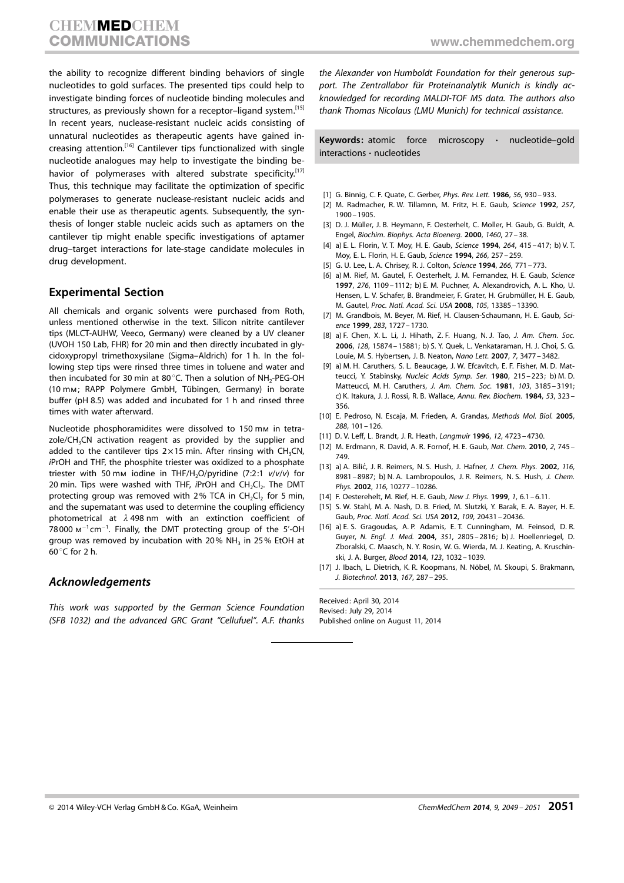the ability to recognize different binding behaviors of single nucleotides to gold surfaces. The presented tips could help to investigate binding forces of nucleotide binding molecules and structures, as previously shown for a receptor–ligand system.[15] In recent years, nuclease-resistant nucleic acids consisting of unnatural nucleotides as therapeutic agents have gained increasing attention.[16] Cantilever tips functionalized with single nucleotide analogues may help to investigate the binding behavior of polymerases with altered substrate specificity.[17] Thus, this technique may facilitate the optimization of specific polymerases to generate nuclease-resistant nucleic acids and enable their use as therapeutic agents. Subsequently, the synthesis of longer stable nucleic acids such as aptamers on the cantilever tip might enable specific investigations of aptamer drug–target interactions for late-stage candidate molecules in drug development.

## Experimental Section

All chemicals and organic solvents were purchased from Roth, unless mentioned otherwise in the text. Silicon nitrite cantilever tips (MLCT-AUHW, Veeco, Germany) were cleaned by a UV cleaner (UVOH 150 Lab, FHR) for 20 min and then directly incubated in glycidoxypropyl trimethoxysilane (Sigma–Aldrich) for 1 h. In the following step tips were rinsed three times in toluene and water and then incubated for 30 min at 80 °C. Then a solution of $NH_2$-PEG-OH (10 mm; RAPP Polymere GmbH, Tübingen, Germany) in borate buffer (pH 8.5) was added and incubated for 1 h and rinsed three times with water afterward.

Nucleotide phosphoramidites were dissolved to 150 mm in tetrazole/$CH_3CN$ activation reagent as provided by the supplier and added to the cantilever tips 2×15 min. After rinsing with $CH_3CN$, *i*PrOH and THF, the phosphite triester was oxidized to a phosphate triester with 50 mm iodine in THF/$H_2O$/pyridine (7:2:1 *v*/*v*/*v*) for 20 min. Tips were washed with THF, *i*PrOH and $CH_2Cl_2$. The DMT protecting group was removed with 2% TCA in $CH_2Cl_2$ for 5 min, and the supernatant was used to determine the coupling efficiency photometrical at $\lambda$ 498 nm with an extinction coefficient of 78000 $M^{-1}cm^{-1}$. Finally, the DMT protecting group of the 5′-OH group was removed by incubation with 20% $NH_3$ in 25% EtOH at 60 °C for 2 h.

## *Acknowledgements*

*This work was supported by the German Science Foundation (SFB 1032) and the advanced GRC Grant "Cellufuel". A.F. thanks the Alexander von Humboldt Foundation for their generous support. The Zentrallabor für Proteinanalytik Munich is kindly acknowledged for recording MALDI-TOF MS data. The authors also thank Thomas Nicolaus (LMU Munich) for technical assistance.*

**Keywords:** atomic force microscopy · nucleotide–gold interactions · nucleotides

[1] G. Binnig, C. F. Quate, C. Gerber, *Phys. Rev. Lett.* **1986**, *56*, 930–933.
[2] M. Radmacher, R. W. Tillamnn, M. Fritz, H. E. Gaub, *Science* **1992**, *257*, 1900–1905.
[3] D. J. Müller, J. B. Heymann, F. Oesterhelt, C. Moller, H. Gaub, G. Buldt, A. Engel, *Biochim. Biophys. Acta Bioenerg.* **2000**, *1460*, 27–38.
[4] a) E. L. Florin, V. T. Moy, H. E. Gaub, *Science* **1994**, *264*, 415–417; b) V. T. Moy, E. L. Florin, H. E. Gaub, *Science* **1994**, *266*, 257–259.
[5] G. U. Lee, L. A. Chrisey, R. J. Colton, *Science* **1994**, *266*, 771–773.
[6] a) M. Rief, M. Gautel, F. Oesterhelt, J. M. Fernandez, H. E. Gaub, *Science* **1997**, *276*, 1109–1112; b) E. M. Puchner, A. Alexandrovich, A. L. Kho, U. Hensen, L. V. Schafer, B. Brandmeier, F. Grater, H. Grubmüller, H. E. Gaub, M. Gautel, *Proc. Natl. Acad. Sci. USA* **2008**, *105*, 13385–13390.
[7] M. Grandbois, M. Beyer, M. Rief, H. Clausen-Schaumann, H. E. Gaub, *Science* **1999**, *283*, 1727–1730.
[8] a) F. Chen, X. L. Li, J. Hihath, Z. F. Huang, N. J. Tao, *J. Am. Chem. Soc.* **2006**, *128*, 15874–15881; b) S. Y. Quek, L. Venkataraman, H. J. Choi, S. G. Louie, M. S. Hybertsen, J. B. Neaton, *Nano Lett.* **2007**, *7*, 3477–3482.
[9] a) M. H. Caruthers, S. L. Beaucage, J. W. Efcavitch, E. F. Fisher, M. D. Matteucci, Y. Stabinsky, *Nucleic Acids Symp. Ser.* **1980**, 215–223; b) M. D. Matteucci, M. H. Caruthers, *J. Am. Chem. Soc.* **1981**, *103*, 3185–3191; c) K. Itakura, J. J. Rossi, R. B. Wallace, *Annu. Rev. Biochem.* **1984**, *53*, 323–356.
[10] E. Pedroso, N. Escaja, M. Frieden, A. Grandas, *Methods Mol. Biol.* **2005**, *288*, 101–126.
[11] D. V. Leff, L. Brandt, J. R. Heath, *Langmuir* **1996**, *12*, 4723–4730.
[12] M. Erdmann, R. David, A. R. Fornof, H. E. Gaub, *Nat. Chem.* **2010**, *2*, 745–749.
[13] a) A. Bilić, J. R. Reimers, N. S. Hush, J. Hafner, *J. Chem. Phys.* **2002**, *116*, 8981–8987; b) N. A. Lambropoulos, J. R. Reimers, N. S. Hush, *J. Chem. Phys.* **2002**, *116*, 10277–10286.
[14] F. Oesterehelt, M. Rief, H. E. Gaub, *New J. Phys.* **1999**, *1*, 6.1–6.11.
[15] S. W. Stahl, M. A. Nash, D. B. Fried, M. Slutzki, Y. Barak, E. A. Bayer, H. E. Gaub, *Proc. Natl. Acad. Sci. USA* **2012**, *109*, 20431–20436.
[16] a) E. S. Gragoudas, A. P. Adamis, E. T. Cunningham, M. Feinsod, D. R. Guyer, *N. Engl. J. Med.* **2004**, *351*, 2805–2816; b) J. Hoellenriegel, D. Zboralski, C. Maasch, N. Y. Rosin, W. G. Wierda, M. J. Keating, A. Kruschinski, J. A. Burger, *Blood* **2014**, *123*, 1032–1039.
[17] J. Ibach, L. Dietrich, K. R. Koopmans, N. Nöbel, M. Skoupi, S. Brakmann, *J. Biotechnol.* **2013**, *167*, 287–295.

Received: April 30, 2014
Revised: July 29, 2014
Published online on August 11, 2014